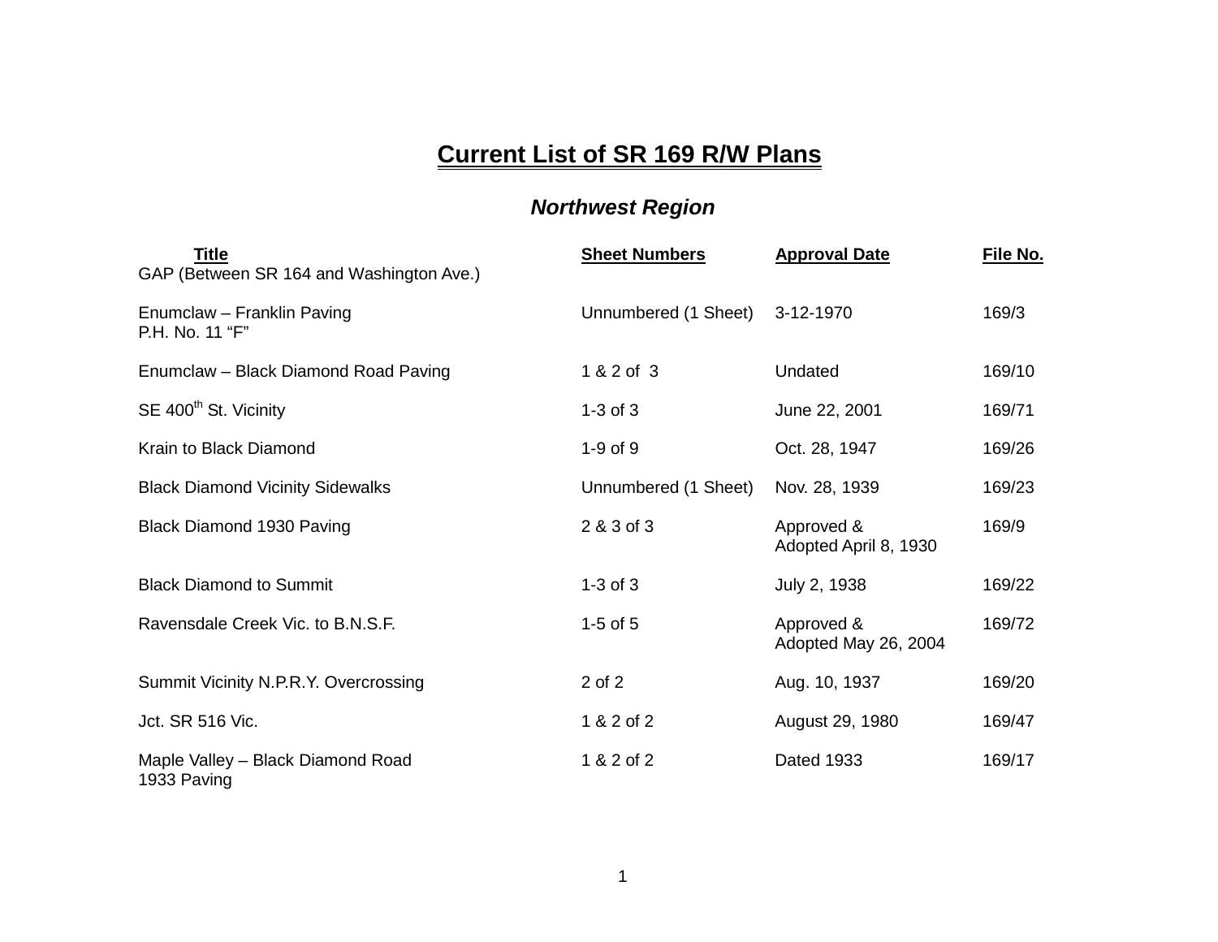# Current List of SR 169 R/W Plans

## *Northwest Region*

| Title | Sheet Numbers | Approval Date | File No. |
|---|---|---|---|
| GAP (Between SR 164 and Washington Ave.) | | | |
| Enumclaw – Franklin Paving P.H. No. 11 “F” | Unnumbered (1 Sheet) | 3-12-1970 | 169/3 |
| Enumclaw – Black Diamond Road Paving | 1 & 2 of 3 | Undated | 169/10 |
| SE 400th St. Vicinity | 1-3 of 3 | June 22, 2001 | 169/71 |
| Krain to Black Diamond | 1-9 of 9 | Oct. 28, 1947 | 169/26 |
| Black Diamond Vicinity Sidewalks | Unnumbered (1 Sheet) | Nov. 28, 1939 | 169/23 |
| Black Diamond 1930 Paving | 2 & 3 of 3 | Approved & Adopted April 8, 1930 | 169/9 |
| Black Diamond to Summit | 1-3 of 3 | July 2, 1938 | 169/22 |
| Ravensdale Creek Vic. to B.N.S.F. | 1-5 of 5 | Approved & Adopted May 26, 2004 | 169/72 |
| Summit Vicinity N.P.R.Y. Overcrossing | 2 of 2 | Aug. 10, 1937 | 169/20 |
| Jct. SR 516 Vic. | 1 & 2 of 2 | August 29, 1980 | 169/47 |
| Maple Valley – Black Diamond Road 1933 Paving | 1 & 2 of 2 | Dated 1933 | 169/17 |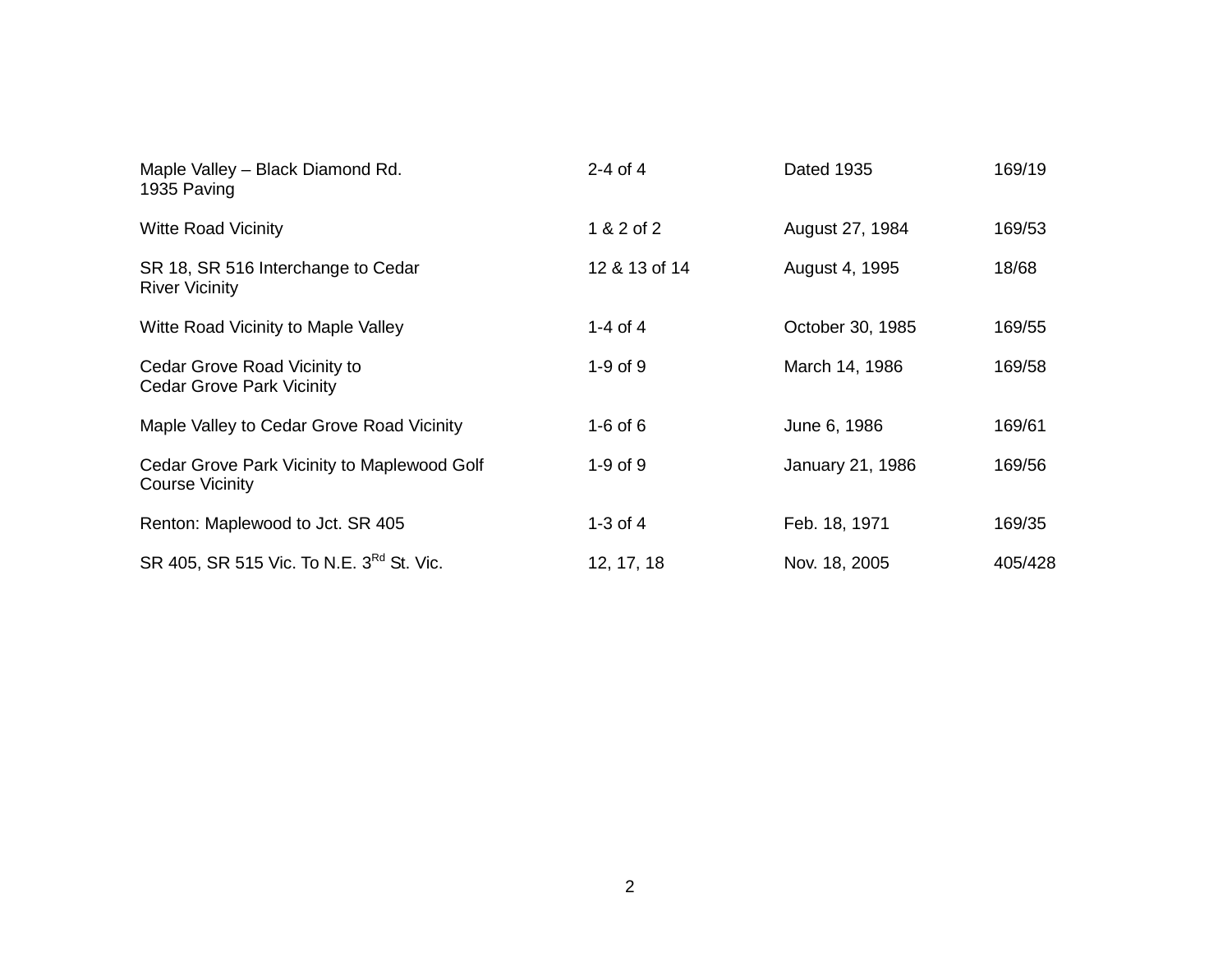| | | | |
|---|---|---|---|
| Maple Valley – Black Diamond Rd. 1935 Paving | 2-4 of 4 | Dated 1935 | 169/19 |
| Witte Road Vicinity | 1 & 2 of 2 | August 27, 1984 | 169/53 |
| SR 18, SR 516 Interchange to Cedar River Vicinity | 12 & 13 of 14 | August 4, 1995 | 18/68 |
| Witte Road Vicinity to Maple Valley | 1-4 of 4 | October 30, 1985 | 169/55 |
| Cedar Grove Road Vicinity to Cedar Grove Park Vicinity | 1-9 of 9 | March 14, 1986 | 169/58 |
| Maple Valley to Cedar Grove Road Vicinity | 1-6 of 6 | June 6, 1986 | 169/61 |
| Cedar Grove Park Vicinity to Maplewood Golf Course Vicinity | 1-9 of 9 | January 21, 1986 | 169/56 |
| Renton: Maplewood to Jct. SR 405 | 1-3 of 4 | Feb. 18, 1971 | 169/35 |
| SR 405, SR 515 Vic. To N.E. 3Rd St. Vic. | 12, 17, 18 | Nov. 18, 2005 | 405/428 |